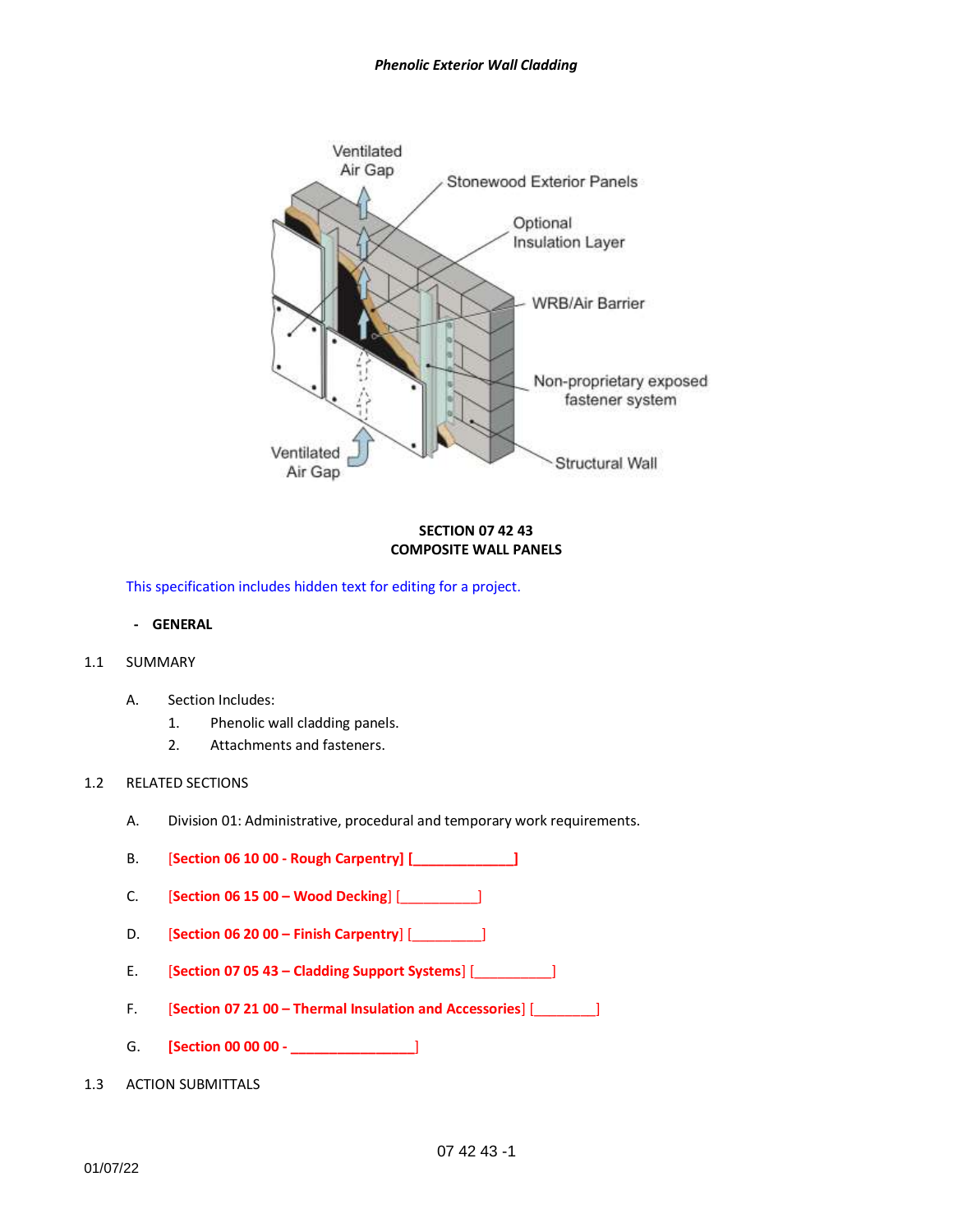*Phenolic Exterior Wall Cladding*

# SECTION 07 42 43
# COMPOSITE WALL PANELS

This specification includes hidden text for editing for a project.

## - GENERAL

### 1.1 SUMMARY

A. Section Includes:

1. Phenolic wall cladding panels.
2. Attachments and fasteners.

### 1.2 RELATED SECTIONS

A. Division 01: Administrative, procedural and temporary work requirements.

B. **[Section 06 10 00 - Rough Carpentry] [______________]**

C. **[Section 06 15 00 – Wood Decking]** [___________]

D. **[Section 06 20 00 – Finish Carpentry]** [_________]

E. **[Section 07 05 43 – Cladding Support Systems]** [___________]

F. **[Section 07 21 00 – Thermal Insulation and Accessories]** [_________]

G. **[Section 00 00 00 - ________________]**

### 1.3 ACTION SUBMITTALS

01/07/22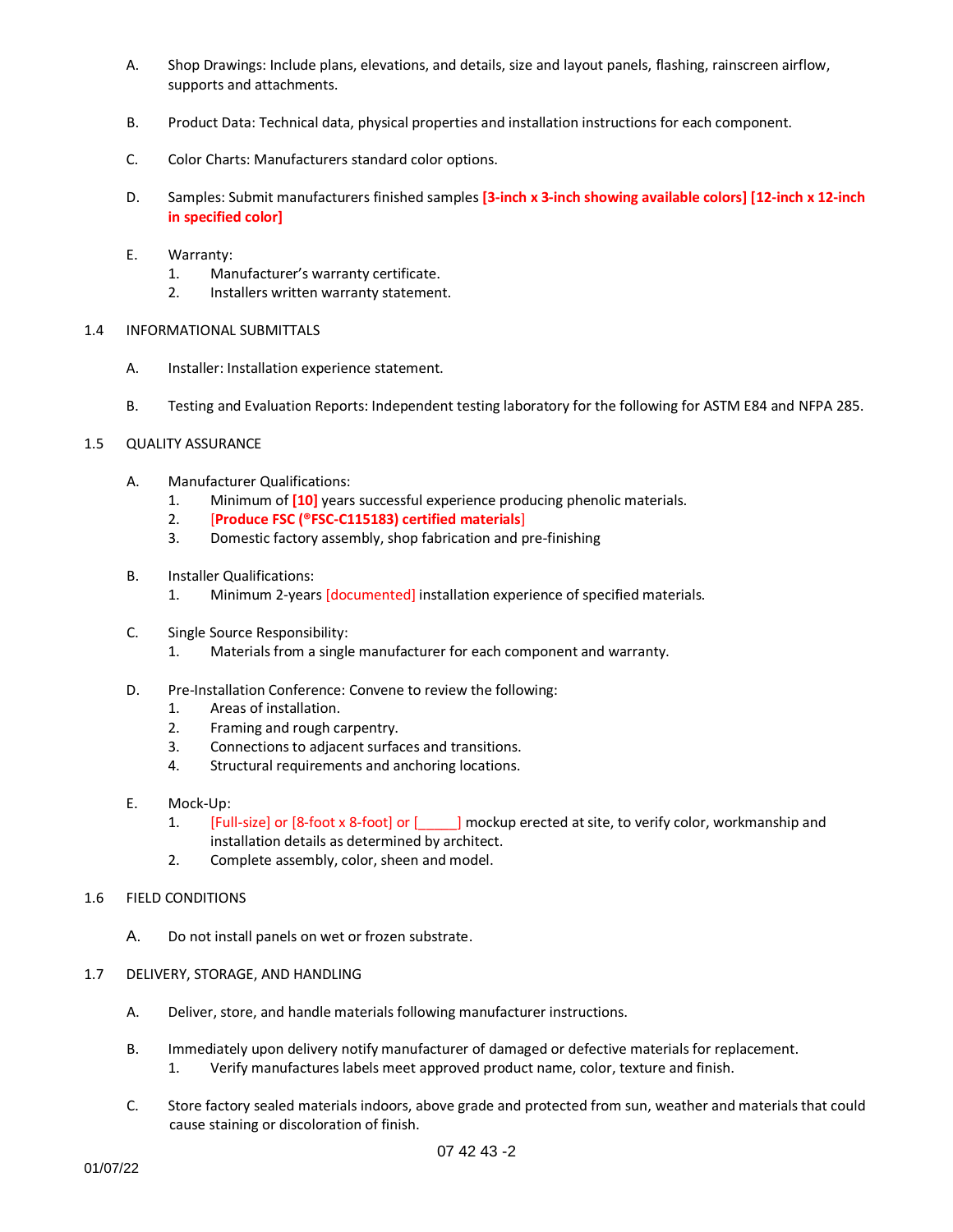A. Shop Drawings: Include plans, elevations, and details, size and layout panels, flashing, rainscreen airflow, supports and attachments.

B. Product Data: Technical data, physical properties and installation instructions for each component.

C. Color Charts: Manufacturers standard color options.

D. Samples: Submit manufacturers finished samples **[3-inch x 3-inch showing available colors] [12-inch x 12-inch in specified color]**

E. Warranty:
   1. Manufacturer's warranty certificate.
   2. Installers written warranty statement.

1.4 INFORMATIONAL SUBMITTALS

A. Installer: Installation experience statement.

B. Testing and Evaluation Reports: Independent testing laboratory for the following for ASTM E84 and NFPA 285.

1.5 QUALITY ASSURANCE

A. Manufacturer Qualifications:
   1. Minimum of **[10]** years successful experience producing phenolic materials.
   2. [**Produce FSC (®FSC-C115183) certified materials**]
   3. Domestic factory assembly, shop fabrication and pre-finishing

B. Installer Qualifications:
   1. Minimum 2-years [documented] installation experience of specified materials.

C. Single Source Responsibility:
   1. Materials from a single manufacturer for each component and warranty.

D. Pre-Installation Conference: Convene to review the following:
   1. Areas of installation.
   2. Framing and rough carpentry.
   3. Connections to adjacent surfaces and transitions.
   4. Structural requirements and anchoring locations.

E. Mock-Up:
   1. [Full-size] or [8-foot x 8-foot] or [_____] mockup erected at site, to verify color, workmanship and installation details as determined by architect.
   2. Complete assembly, color, sheen and model.

1.6 FIELD CONDITIONS

A. Do not install panels on wet or frozen substrate.

1.7 DELIVERY, STORAGE, AND HANDLING

A. Deliver, store, and handle materials following manufacturer instructions.

B. Immediately upon delivery notify manufacturer of damaged or defective materials for replacement.
   1. Verify manufactures labels meet approved product name, color, texture and finish.

C. Store factory sealed materials indoors, above grade and protected from sun, weather and materials that could cause staining or discoloration of finish.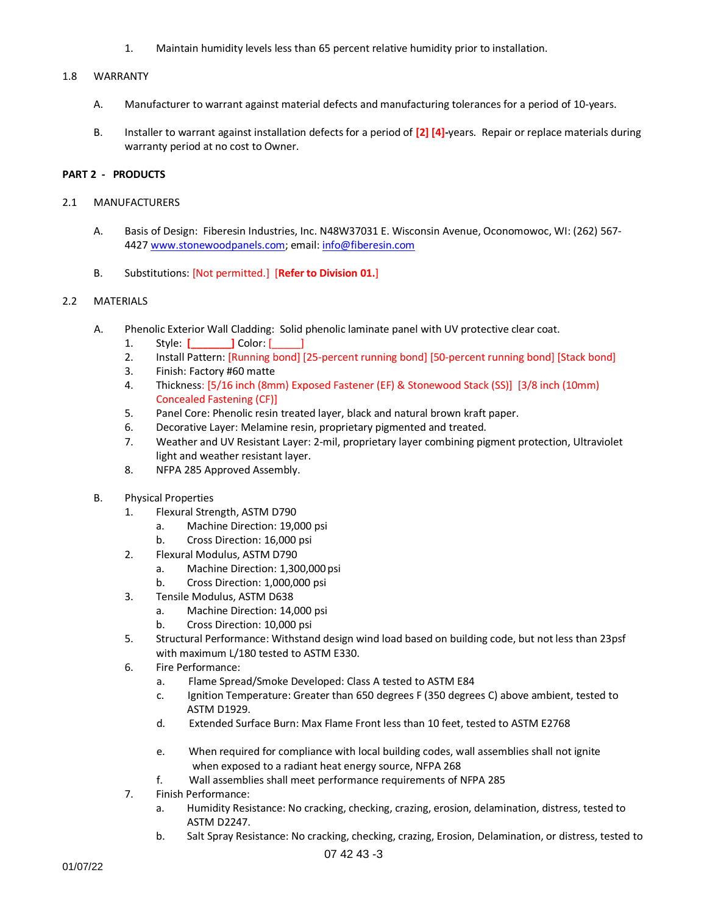1. Maintain humidity levels less than 65 percent relative humidity prior to installation.

## 1.8 WARRANTY

A. Manufacturer to warrant against material defects and manufacturing tolerances for a period of 10-years.

B. Installer to warrant against installation defects for a period of **[2] [4]**-years. Repair or replace materials during warranty period at no cost to Owner.

## PART 2 - PRODUCTS

## 2.1 MANUFACTURERS

A. Basis of Design: Fiberesin Industries, Inc. N48W37031 E. Wisconsin Avenue, Oconomowoc, WI: (262) 567-4427 www.stonewoodpanels.com; email: info@fiberesin.com

B. Substitutions: [Not permitted.] **[Refer to Division 01.]**

## 2.2 MATERIALS

A. Phenolic Exterior Wall Cladding: Solid phenolic laminate panel with UV protective clear coat.
   1. Style: **[_______]** Color: [_____]
   2. Install Pattern: [Running bond] [25-percent running bond] [50-percent running bond] [Stack bond]
   3. Finish: Factory #60 matte
   4. Thickness: [5/16 inch (8mm) Exposed Fastener (EF) & Stonewood Stack (SS)] [3/8 inch (10mm) Concealed Fastening (CF)]
   5. Panel Core: Phenolic resin treated layer, black and natural brown kraft paper.
   6. Decorative Layer: Melamine resin, proprietary pigmented and treated.
   7. Weather and UV Resistant Layer: 2-mil, proprietary layer combining pigment protection, Ultraviolet light and weather resistant layer.
   8. NFPA 285 Approved Assembly.

B. Physical Properties
   1. Flexural Strength, ASTM D790
      a. Machine Direction: 19,000 psi
      b. Cross Direction: 16,000 psi
   2. Flexural Modulus, ASTM D790
      a. Machine Direction: 1,300,000 psi
      b. Cross Direction: 1,000,000 psi
   3. Tensile Modulus, ASTM D638
      a. Machine Direction: 14,000 psi
      b. Cross Direction: 10,000 psi
   5. Structural Performance: Withstand design wind load based on building code, but not less than 23psf with maximum L/180 tested to ASTM E330.
   6. Fire Performance:
      a. Flame Spread/Smoke Developed: Class A tested to ASTM E84
      c. Ignition Temperature: Greater than 650 degrees F (350 degrees C) above ambient, tested to ASTM D1929.
      d. Extended Surface Burn: Max Flame Front less than 10 feet, tested to ASTM E2768
      e. When required for compliance with local building codes, wall assemblies shall not ignite when exposed to a radiant heat energy source, NFPA 268
      f. Wall assemblies shall meet performance requirements of NFPA 285
   7. Finish Performance:
      a. Humidity Resistance: No cracking, checking, crazing, erosion, delamination, distress, tested to ASTM D2247.
      b. Salt Spray Resistance: No cracking, checking, crazing, Erosion, Delamination, or distress, tested to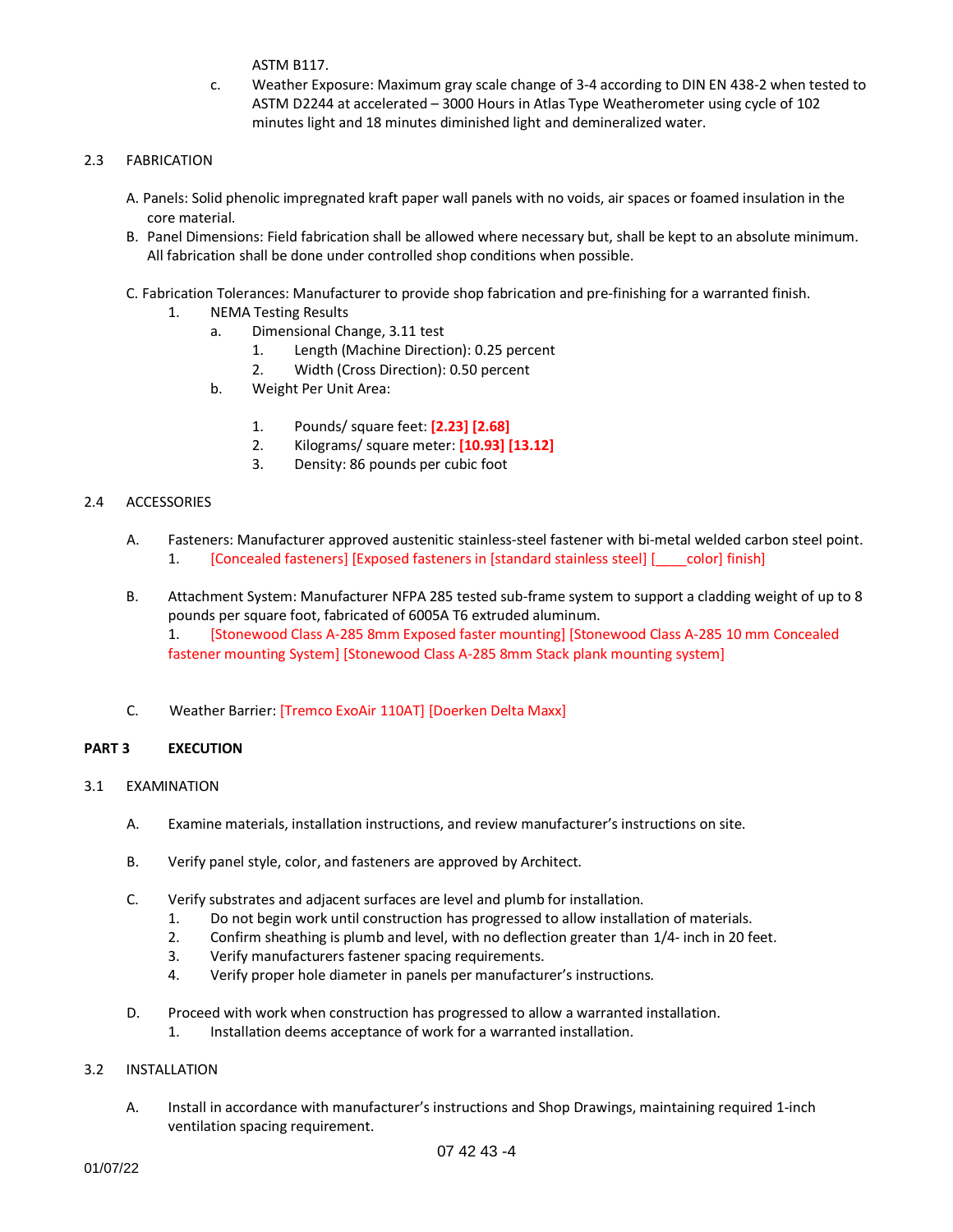ASTM B117.

c. Weather Exposure: Maximum gray scale change of 3-4 according to DIN EN 438-2 when tested to ASTM D2244 at accelerated – 3000 Hours in Atlas Type Weatherometer using cycle of 102 minutes light and 18 minutes diminished light and demineralized water.

## 2.3 FABRICATION

A. Panels: Solid phenolic impregnated kraft paper wall panels with no voids, air spaces or foamed insulation in the core material.

B. Panel Dimensions: Field fabrication shall be allowed where necessary but, shall be kept to an absolute minimum. All fabrication shall be done under controlled shop conditions when possible.

C. Fabrication Tolerances: Manufacturer to provide shop fabrication and pre-finishing for a warranted finish.

1. NEMA Testing Results
   a. Dimensional Change, 3.11 test
      1. Length (Machine Direction): 0.25 percent
      2. Width (Cross Direction): 0.50 percent
   b. Weight Per Unit Area:
      1. Pounds/ square feet: **[2.23] [2.68]**
      2. Kilograms/ square meter: **[10.93] [13.12]**
      3. Density: 86 pounds per cubic foot

## 2.4 ACCESSORIES

A. Fasteners: Manufacturer approved austenitic stainless-steel fastener with bi-metal welded carbon steel point.
   1. [Concealed fasteners] [Exposed fasteners in [standard stainless steel] [____color] finish]

B. Attachment System: Manufacturer NFPA 285 tested sub-frame system to support a cladding weight of up to 8 pounds per square foot, fabricated of 6005A T6 extruded aluminum.
   1. [Stonewood Class A-285 8mm Exposed faster mounting] [Stonewood Class A-285 10 mm Concealed fastener mounting System] [Stonewood Class A-285 8mm Stack plank mounting system]

C. Weather Barrier: [Tremco ExoAir 110AT] [Doerken Delta Maxx]

# PART 3 EXECUTION

## 3.1 EXAMINATION

A. Examine materials, installation instructions, and review manufacturer's instructions on site.

B. Verify panel style, color, and fasteners are approved by Architect.

C. Verify substrates and adjacent surfaces are level and plumb for installation.
   1. Do not begin work until construction has progressed to allow installation of materials.
   2. Confirm sheathing is plumb and level, with no deflection greater than 1/4- inch in 20 feet.
   3. Verify manufacturers fastener spacing requirements.
   4. Verify proper hole diameter in panels per manufacturer's instructions.

D. Proceed with work when construction has progressed to allow a warranted installation.
   1. Installation deems acceptance of work for a warranted installation.

## 3.2 INSTALLATION

A. Install in accordance with manufacturer's instructions and Shop Drawings, maintaining required 1-inch ventilation spacing requirement.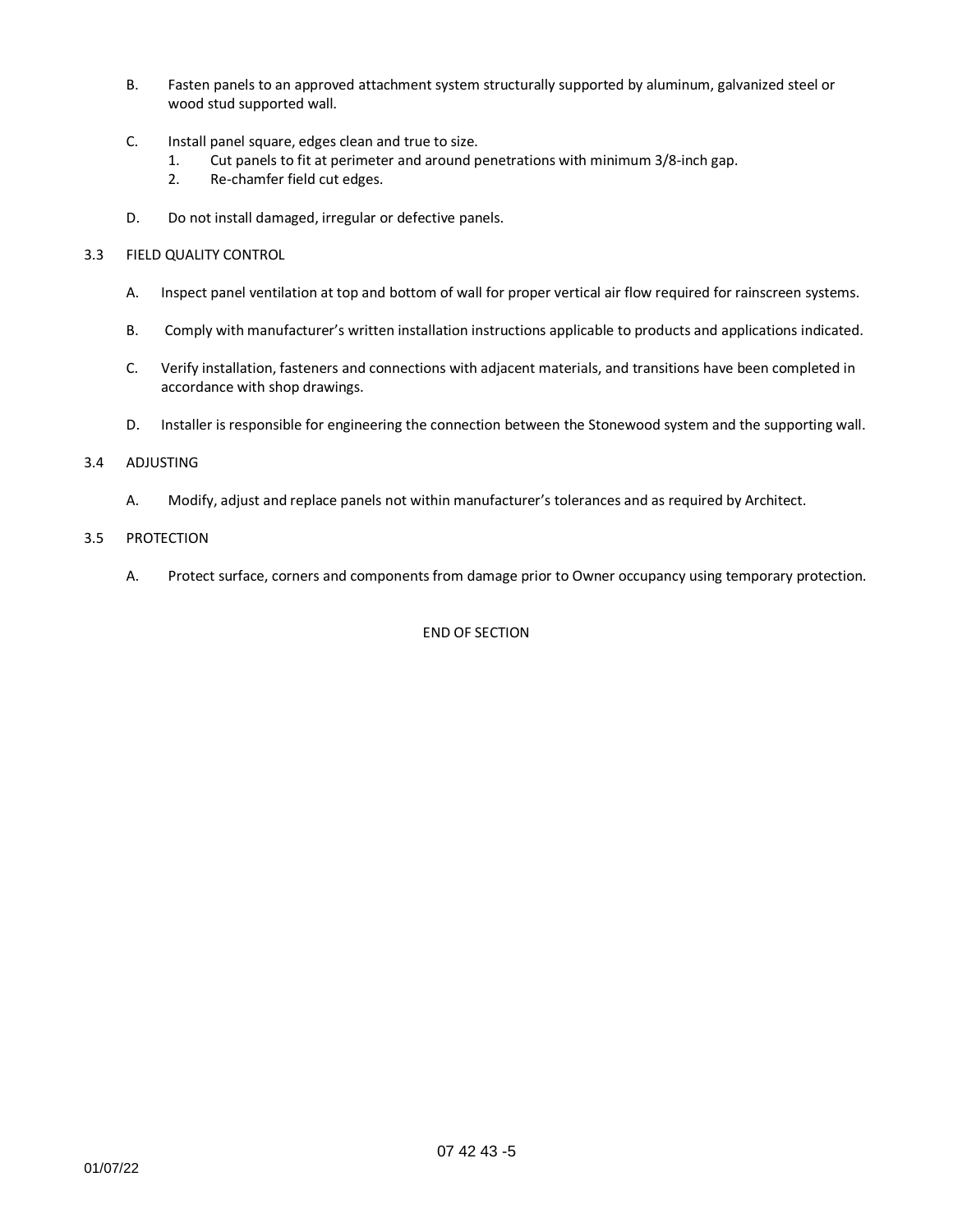B. Fasten panels to an approved attachment system structurally supported by aluminum, galvanized steel or wood stud supported wall.

C. Install panel square, edges clean and true to size.
   1. Cut panels to fit at perimeter and around penetrations with minimum 3/8-inch gap.
   2. Re-chamfer field cut edges.

D. Do not install damaged, irregular or defective panels.

3.3 FIELD QUALITY CONTROL

A. Inspect panel ventilation at top and bottom of wall for proper vertical air flow required for rainscreen systems.

B. Comply with manufacturer's written installation instructions applicable to products and applications indicated.

C. Verify installation, fasteners and connections with adjacent materials, and transitions have been completed in accordance with shop drawings.

D. Installer is responsible for engineering the connection between the Stonewood system and the supporting wall.

3.4 ADJUSTING

A. Modify, adjust and replace panels not within manufacturer's tolerances and as required by Architect.

3.5 PROTECTION

A. Protect surface, corners and components from damage prior to Owner occupancy using temporary protection.

END OF SECTION